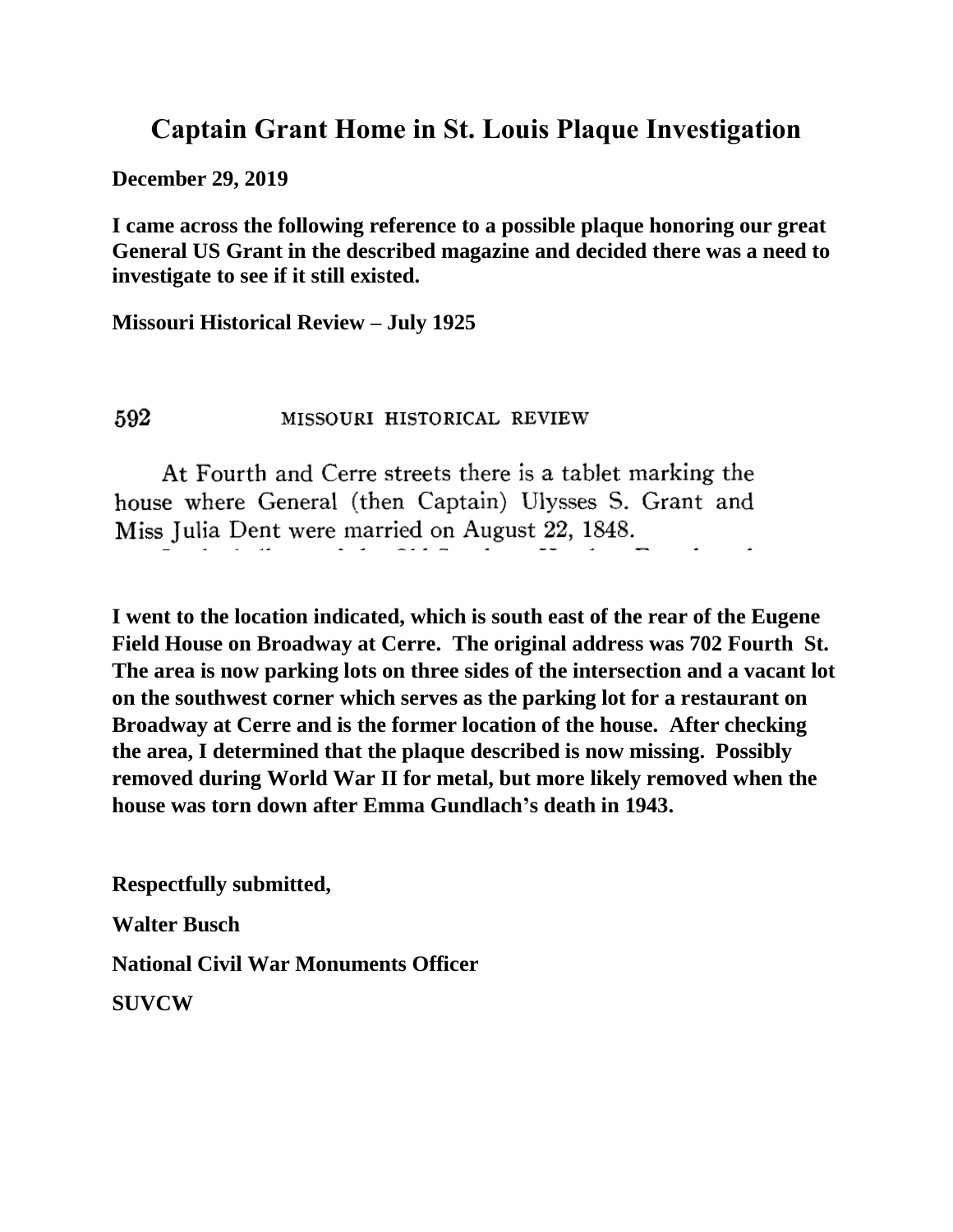# Captain Grant Home in St. Louis Plaque Investigation

**December 29, 2019**

**I came across the following reference to a possible plaque honoring our great General US Grant in the described magazine and decided there was a need to investigate to see if it still existed.**

**Missouri Historical Review – July 1925**

592 MISSOURI HISTORICAL REVIEW

At Fourth and Cerre streets there is a tablet marking the house where General (then Captain) Ulysses S. Grant and Miss Julia Dent were married on August 22, 1848.

**I went to the location indicated, which is south east of the rear of the Eugene Field House on Broadway at Cerre. The original address was 702 Fourth St. The area is now parking lots on three sides of the intersection and a vacant lot on the southwest corner which serves as the parking lot for a restaurant on Broadway at Cerre and is the former location of the house. After checking the area, I determined that the plaque described is now missing. Possibly removed during World War II for metal, but more likely removed when the house was torn down after Emma Gundlach's death in 1943.**

**Respectfully submitted,**

**Walter Busch**

**National Civil War Monuments Officer**

**SUVCW**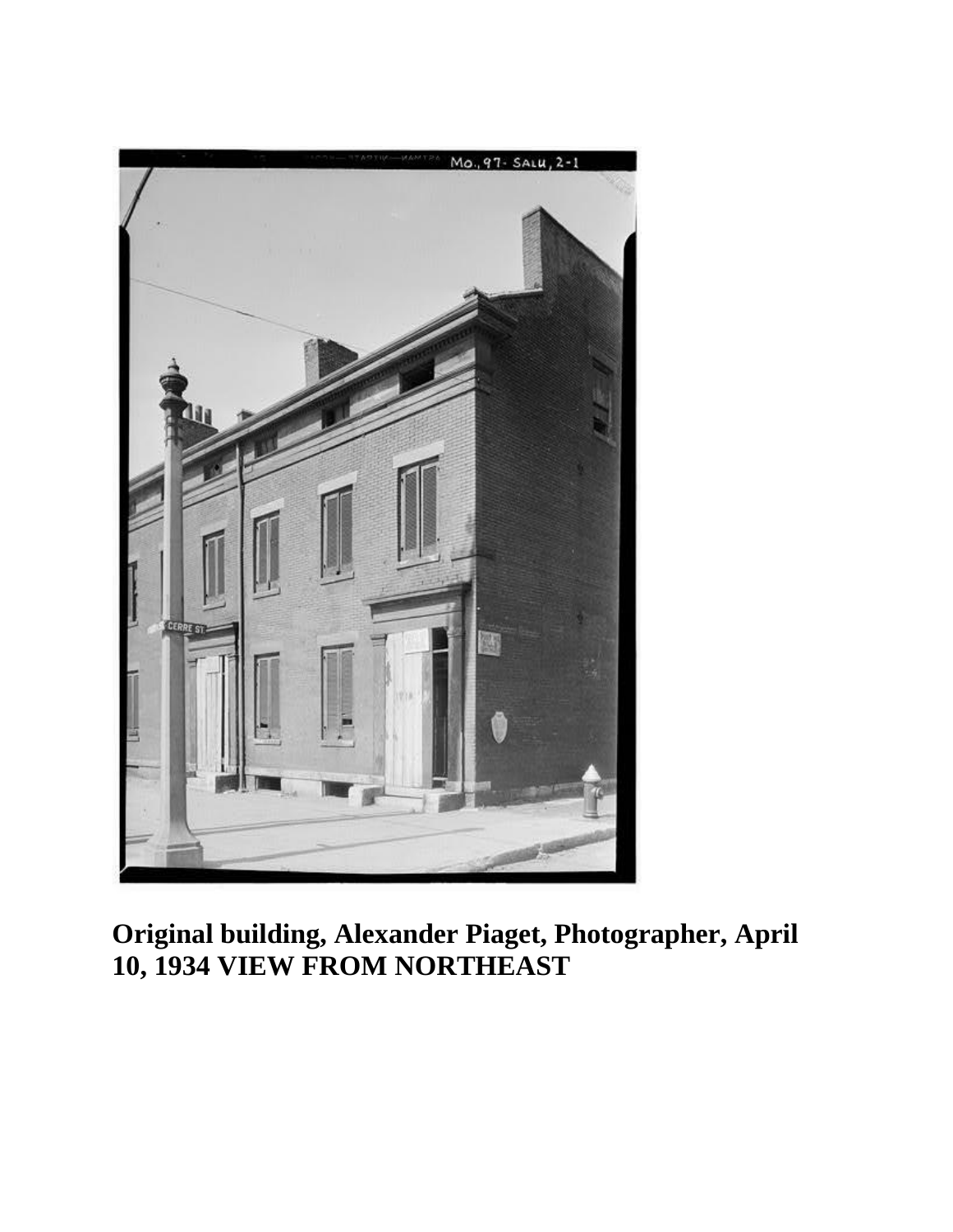**Original building, Alexander Piaget, Photographer, April 10, 1934 VIEW FROM NORTHEAST**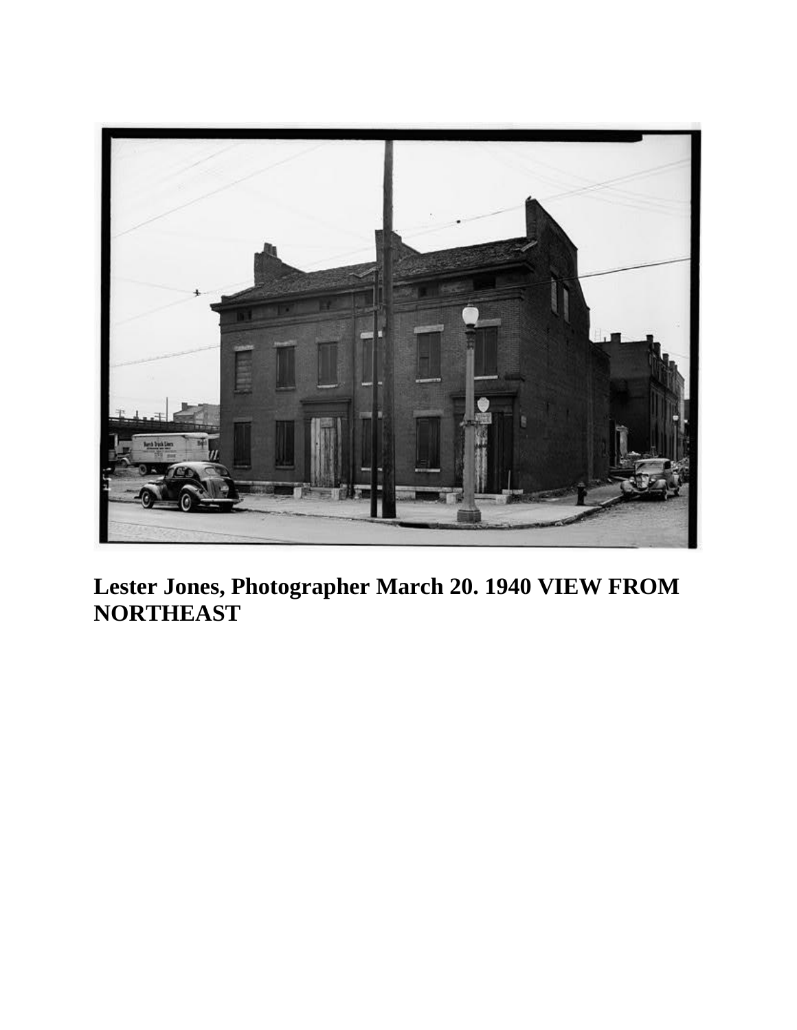**Lester Jones, Photographer March 20. 1940 VIEW FROM NORTHEAST**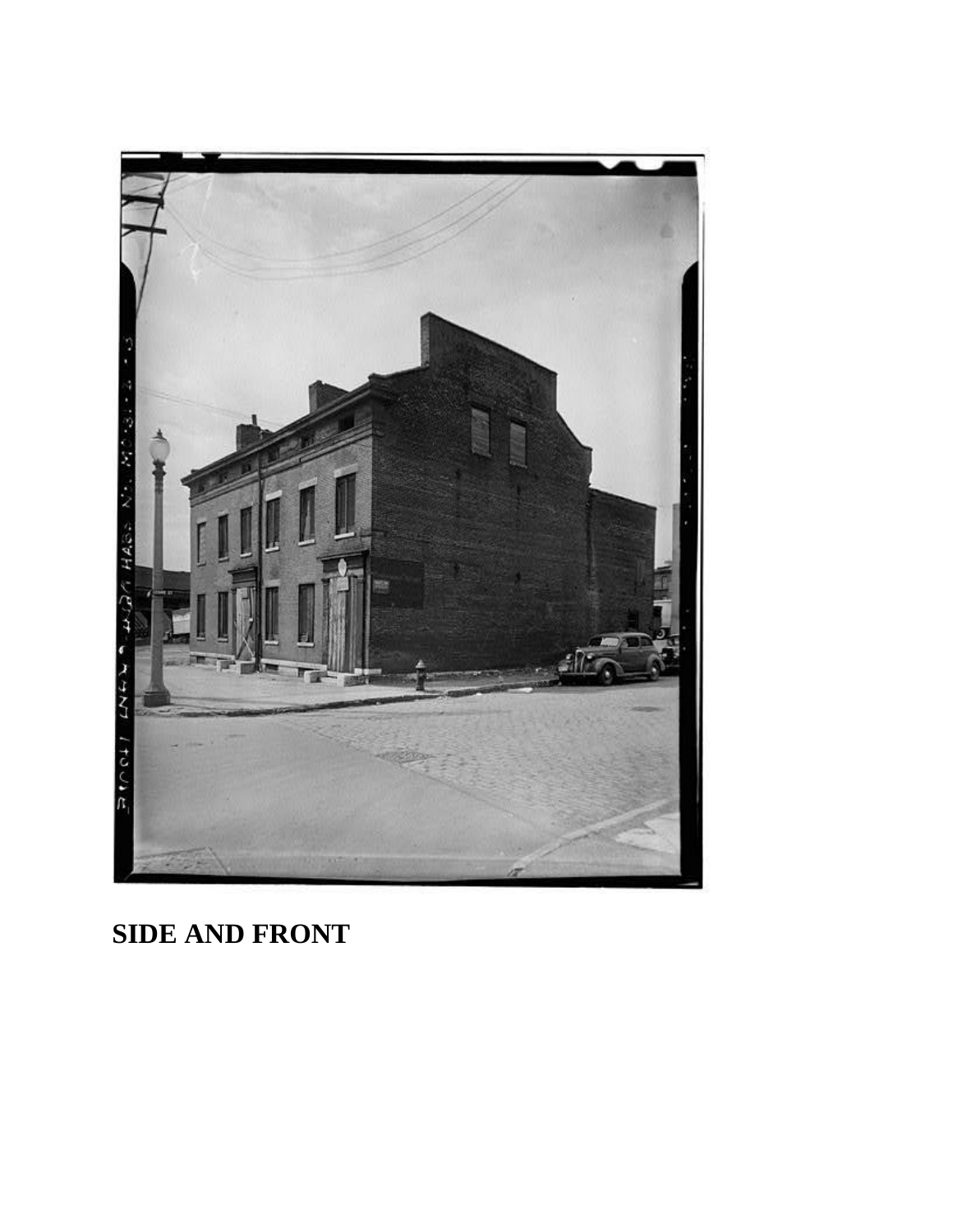**SIDE AND FRONT**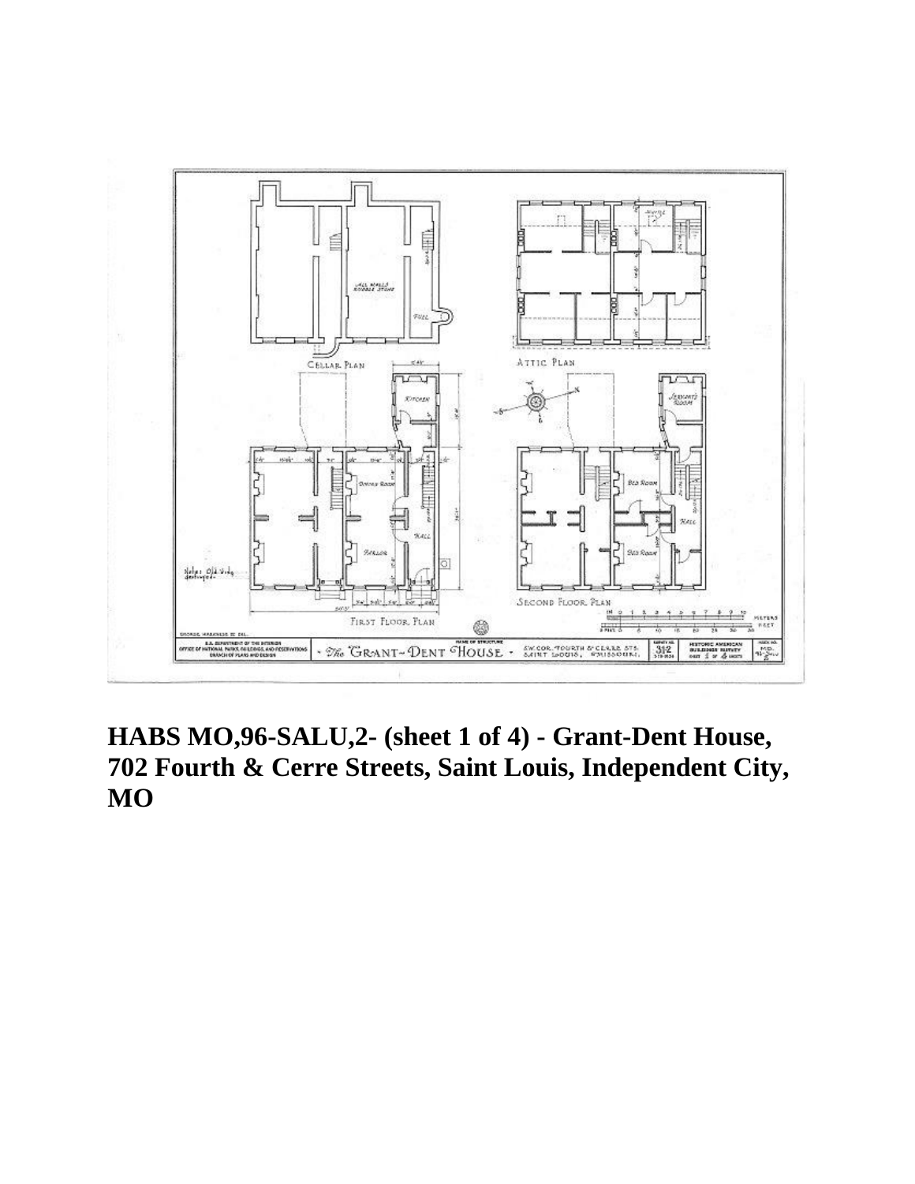**HABS MO,96-SALU,2- (sheet 1 of 4) - Grant-Dent House, 702 Fourth & Cerre Streets, Saint Louis, Independent City, MO**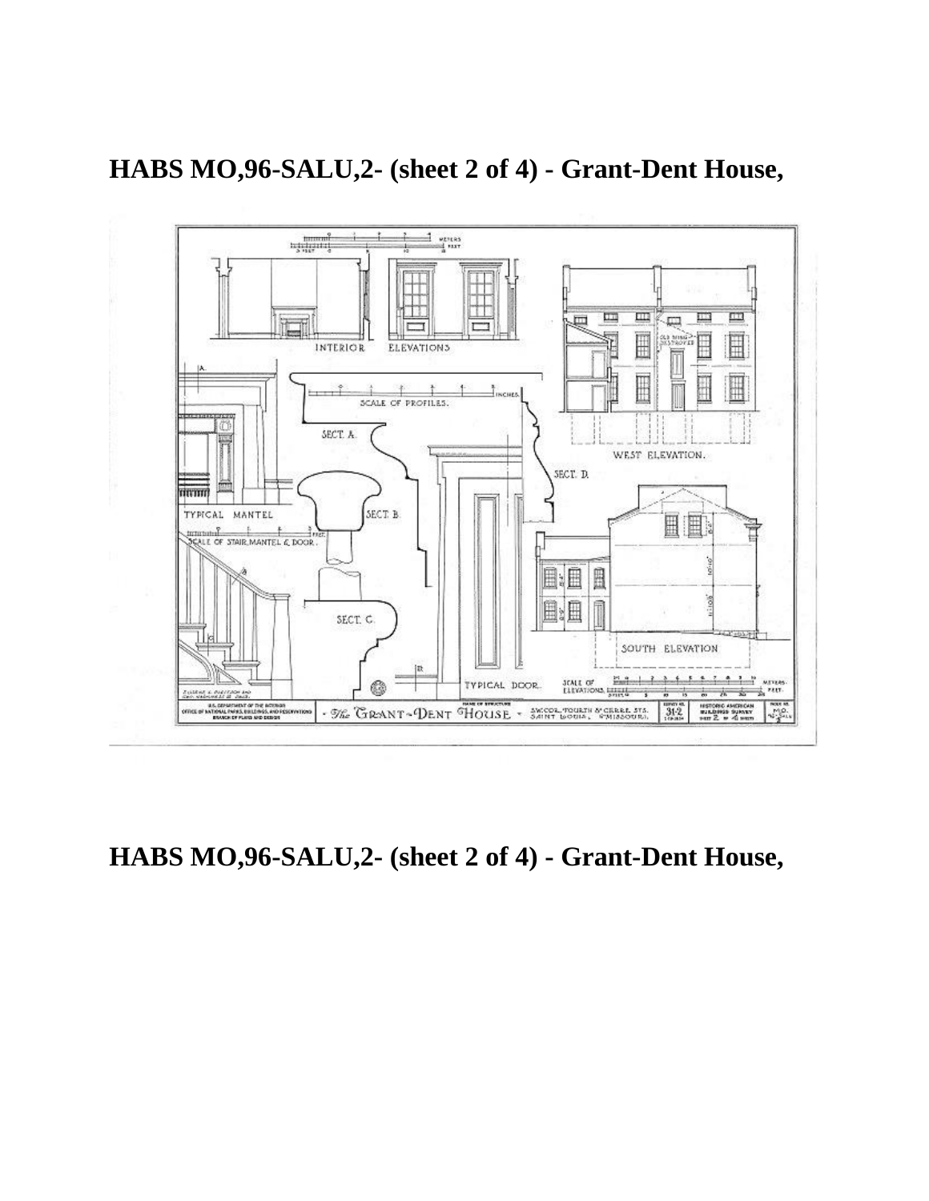**HABS MO,96-SALU,2- (sheet 2 of 4) - Grant-Dent House,**

**HABS MO,96-SALU,2- (sheet 2 of 4) - Grant-Dent House,**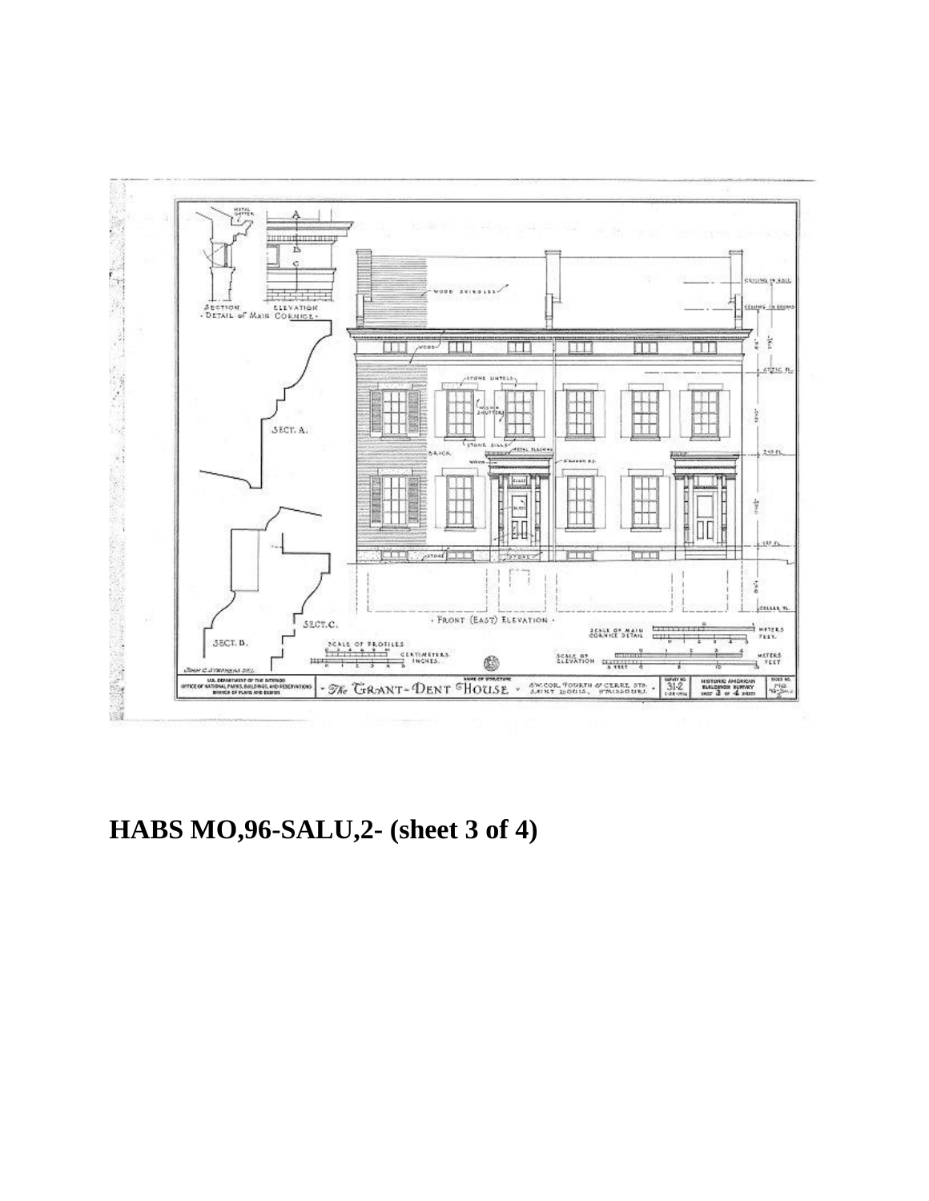**HABS MO,96-SALU,2- (sheet 3 of 4)**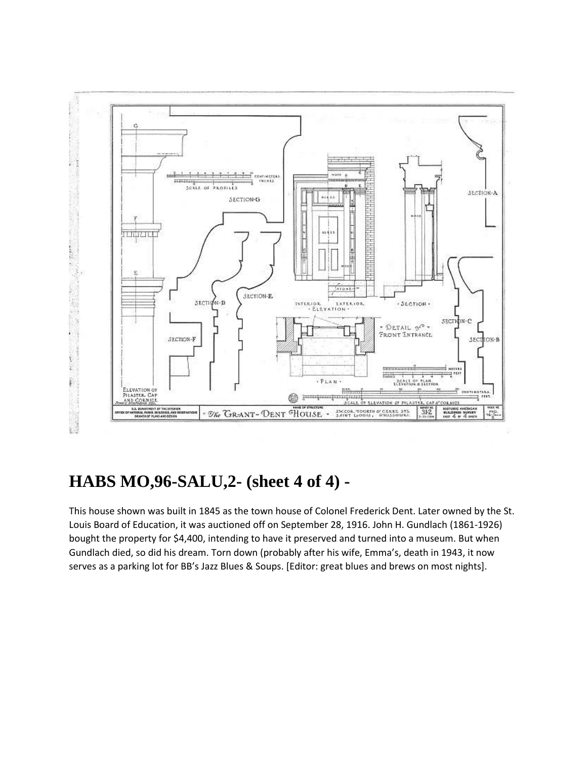## HABS MO,96-SALU,2- (sheet 4 of 4) -

This house shown was built in 1845 as the town house of Colonel Frederick Dent. Later owned by the St. Louis Board of Education, it was auctioned off on September 28, 1916. John H. Gundlach (1861-1926) bought the property for $4,400, intending to have it preserved and turned into a museum. But when Gundlach died, so did his dream. Torn down (probably after his wife, Emma's, death in 1943, it now serves as a parking lot for BB's Jazz Blues & Soups. [Editor: great blues and brews on most nights].